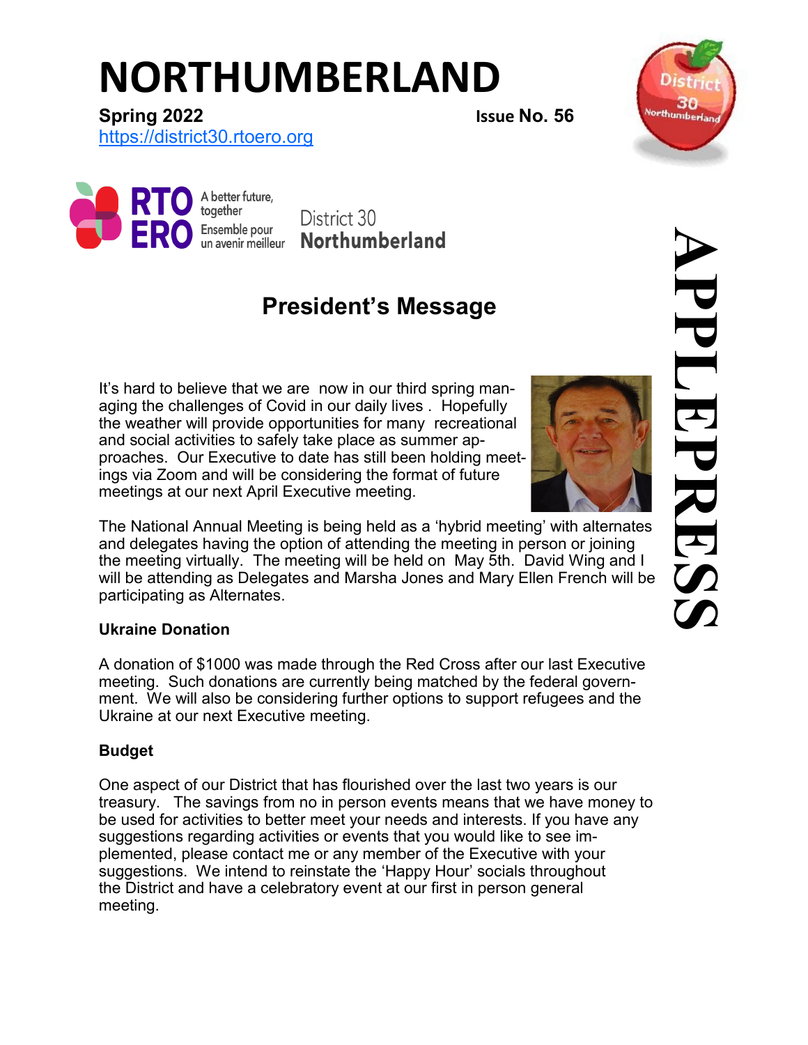# NORTHUMBERLAND

**Spring 2022** **Issue No. 56**

https://district30.rtoero.org

RTO ERO A better future, together / Ensemble pour un avenir meilleur — District 30 **Northumberland**

**APPLEPRESS**

## President's Message

It's hard to believe that we are now in our third spring managing the challenges of Covid in our daily lives . Hopefully the weather will provide opportunities for many recreational and social activities to safely take place as summer approaches. Our Executive to date has still been holding meetings via Zoom and will be considering the format of future meetings at our next April Executive meeting.

The National Annual Meeting is being held as a 'hybrid meeting' with alternates and delegates having the option of attending the meeting in person or joining the meeting virtually. The meeting will be held on May 5th. David Wing and I will be attending as Delegates and Marsha Jones and Mary Ellen French will be participating as Alternates.

**Ukraine Donation**

A donation of $1000 was made through the Red Cross after our last Executive meeting. Such donations are currently being matched by the federal government. We will also be considering further options to support refugees and the Ukraine at our next Executive meeting.

**Budget**

One aspect of our District that has flourished over the last two years is our treasury. The savings from no in person events means that we have money to be used for activities to better meet your needs and interests. If you have any suggestions regarding activities or events that you would like to see implemented, please contact me or any member of the Executive with your suggestions. We intend to reinstate the 'Happy Hour' socials throughout the District and have a celebratory event at our first in person general meeting.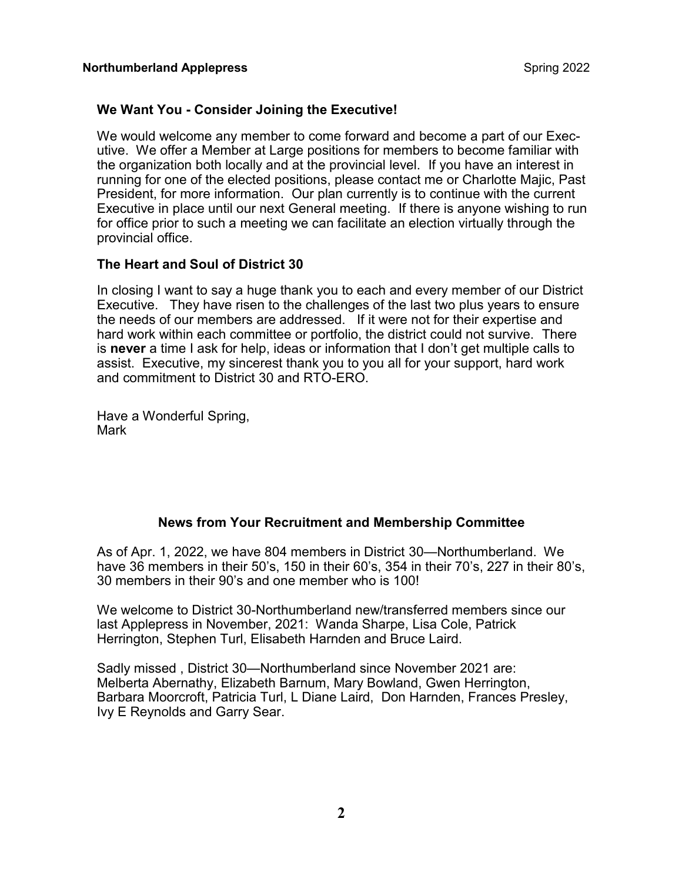### We Want You - Consider Joining the Executive!

We would welcome any member to come forward and become a part of our Executive. We offer a Member at Large positions for members to become familiar with the organization both locally and at the provincial level. If you have an interest in running for one of the elected positions, please contact me or Charlotte Majic, Past President, for more information. Our plan currently is to continue with the current Executive in place until our next General meeting. If there is anyone wishing to run for office prior to such a meeting we can facilitate an election virtually through the provincial office.

### The Heart and Soul of District 30

In closing I want to say a huge thank you to each and every member of our District Executive. They have risen to the challenges of the last two plus years to ensure the needs of our members are addressed. If it were not for their expertise and hard work within each committee or portfolio, the district could not survive. There is **never** a time I ask for help, ideas or information that I don't get multiple calls to assist. Executive, my sincerest thank you to you all for your support, hard work and commitment to District 30 and RTO-ERO.

Have a Wonderful Spring,
Mark

### News from Your Recruitment and Membership Committee

As of Apr. 1, 2022, we have 804 members in District 30—Northumberland. We have 36 members in their 50's, 150 in their 60's, 354 in their 70's, 227 in their 80's, 30 members in their 90's and one member who is 100!

We welcome to District 30-Northumberland new/transferred members since our last Applepress in November, 2021: Wanda Sharpe, Lisa Cole, Patrick Herrington, Stephen Turl, Elisabeth Harnden and Bruce Laird.

Sadly missed , District 30—Northumberland since November 2021 are: Melberta Abernathy, Elizabeth Barnum, Mary Bowland, Gwen Herrington, Barbara Moorcroft, Patricia Turl, L Diane Laird, Don Harnden, Frances Presley, Ivy E Reynolds and Garry Sear.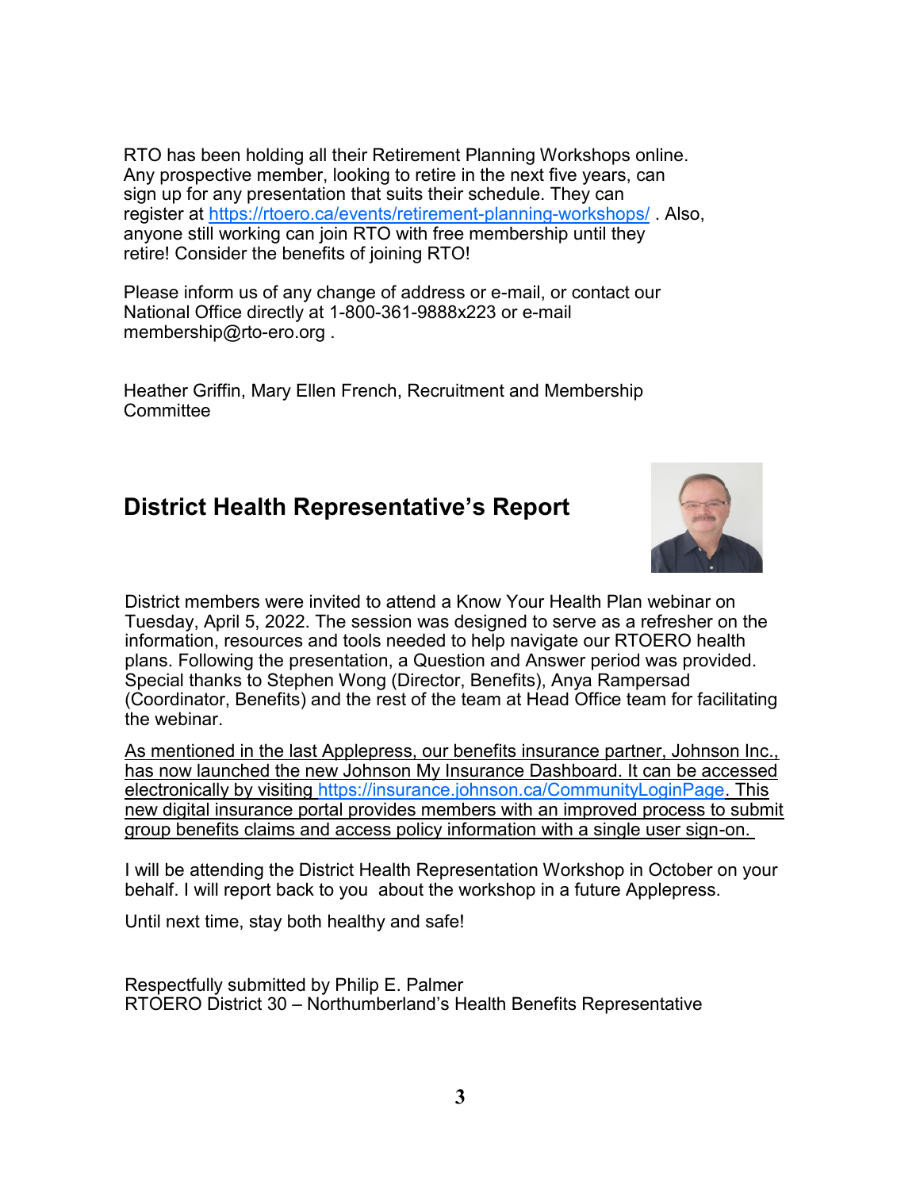RTO has been holding all their Retirement Planning Workshops online. Any prospective member, looking to retire in the next five years, can sign up for any presentation that suits their schedule. They can register at https://rtoero.ca/events/retirement-planning-workshops/ . Also, anyone still working can join RTO with free membership until they retire! Consider the benefits of joining RTO!

Please inform us of any change of address or e-mail, or contact our National Office directly at 1-800-361-9888x223 or e-mail membership@rto-ero.org .

Heather Griffin, Mary Ellen French, Recruitment and Membership Committee

## District Health Representative's Report

District members were invited to attend a Know Your Health Plan webinar on Tuesday, April 5, 2022. The session was designed to serve as a refresher on the information, resources and tools needed to help navigate our RTOERO health plans. Following the presentation, a Question and Answer period was provided. Special thanks to Stephen Wong (Director, Benefits), Anya Rampersad (Coordinator, Benefits) and the rest of the team at Head Office team for facilitating the webinar.

As mentioned in the last Applepress, our benefits insurance partner, Johnson Inc., has now launched the new Johnson My Insurance Dashboard. It can be accessed electronically by visiting https://insurance.johnson.ca/CommunityLoginPage. This new digital insurance portal provides members with an improved process to submit group benefits claims and access policy information with a single user sign-on.

I will be attending the District Health Representation Workshop in October on your behalf. I will report back to you about the workshop in a future Applepress.

Until next time, stay both healthy and safe!

Respectfully submitted by Philip E. Palmer
RTOERO District 30 – Northumberland's Health Benefits Representative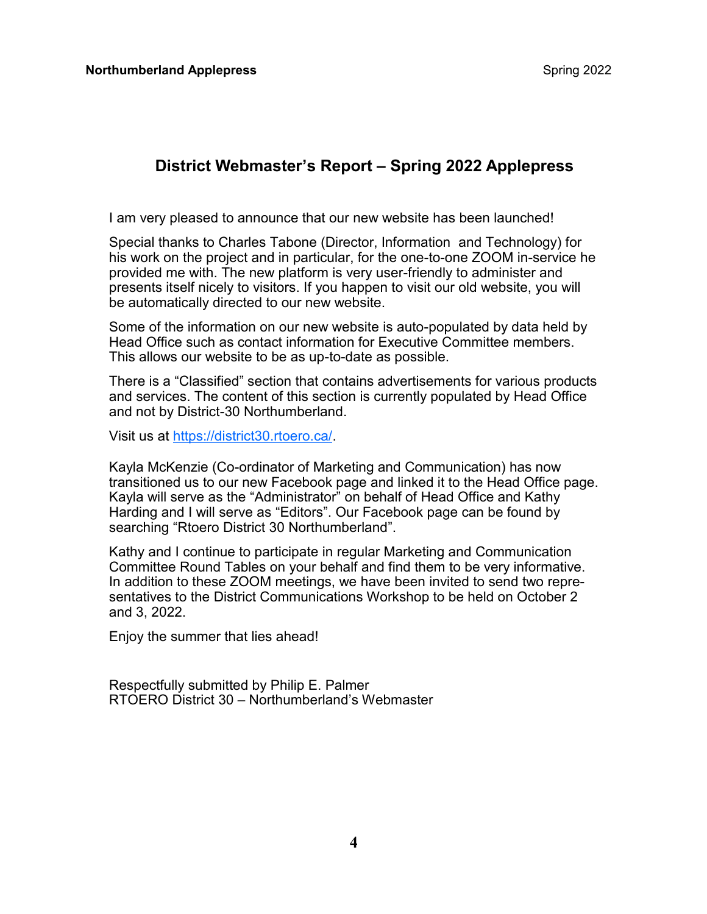## District Webmaster's Report – Spring 2022 Applepress

I am very pleased to announce that our new website has been launched!

Special thanks to Charles Tabone (Director, Information and Technology) for his work on the project and in particular, for the one-to-one ZOOM in-service he provided me with. The new platform is very user-friendly to administer and presents itself nicely to visitors. If you happen to visit our old website, you will be automatically directed to our new website.

Some of the information on our new website is auto-populated by data held by Head Office such as contact information for Executive Committee members. This allows our website to be as up-to-date as possible.

There is a "Classified" section that contains advertisements for various products and services. The content of this section is currently populated by Head Office and not by District-30 Northumberland.

Visit us at [https://district30.rtoero.ca/](https://district30.rtoero.ca/).

Kayla McKenzie (Co-ordinator of Marketing and Communication) has now transitioned us to our new Facebook page and linked it to the Head Office page. Kayla will serve as the "Administrator" on behalf of Head Office and Kathy Harding and I will serve as "Editors". Our Facebook page can be found by searching "Rtoero District 30 Northumberland".

Kathy and I continue to participate in regular Marketing and Communication Committee Round Tables on your behalf and find them to be very informative. In addition to these ZOOM meetings, we have been invited to send two representatives to the District Communications Workshop to be held on October 2 and 3, 2022.

Enjoy the summer that lies ahead!

Respectfully submitted by Philip E. Palmer
RTOERO District 30 – Northumberland's Webmaster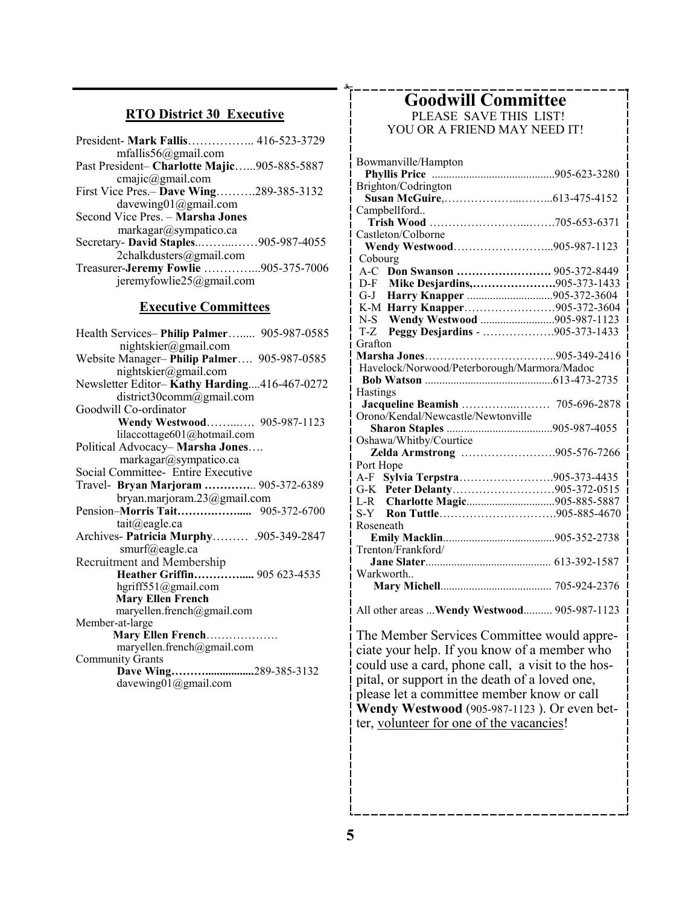## RTO District 30 Executive

President- **Mark Fallis**…………….. 416-523-3729
mfallis56@gmail.com

Past President– **Charlotte Majic**…...905-885-5887
cmajic@gmail.com

First Vice Pres.– **Dave Wing**……….289-385-3132
davewing01@gmail.com

Second Vice Pres. – **Marsha Jones**
markagar@sympatico.ca

Secretary- **David Staples**..……...……905-987-4055
2chalkdusters@gmail.com

Treasurer-**Jeremy Fowlie** …………...905-375-7006
jeremyfowlie25@gmail.com

## Executive Committees

Health Services– **Philip Palmer**…..... 905-987-0585
nightskier@gmail.com

Website Manager– **Philip Palmer**…. 905-987-0585
nightskier@gmail.com

Newsletter Editor– **Kathy Harding**....416-467-0272
district30comm@gmail.com

Goodwill Co-ordinator
**Wendy Westwood**……...… 905-987-1123
lilaccottage601@hotmail.com

Political Advocacy– **Marsha Jones**….
markagar@sympatico.ca

Social Committee- Entire Executive

Travel- **Bryan Marjoram …………**.. 905-372-6389
bryan.marjoram.23@gmail.com

Pension–**Morris Tait……….……....** 905-372-6700
tait@eagle.ca

Archives- **Patricia Murphy**……… .905-349-2847
smurf@eagle.ca

Recruitment and Membership
**Heather Griffin…………....** 905 623-4535
hgriff551@gmail.com
**Mary Ellen French**
maryellen.french@gmail.com

Member-at-large
**Mary Ellen French**……………….
maryellen.french@gmail.com

Community Grants
**Dave Wing……….................**289-385-3132
davewing01@gmail.com

# Goodwill Committee

PLEASE SAVE THIS LIST!
YOU OR A FRIEND MAY NEED IT!

Bowmanville/Hampton
**Phyllis Price** ..........................................905-623-3280

Brighton/Codrington
**Susan McGuire**,………………...……...613-475-4152

Campbellford..
**Trish Wood** ………………………...…….705-653-6371

Castleton/Colborne
**Wendy Westwood**……………………...905-987-1123

Cobourg
A-C **Don Swanson …………………….** 905-372-8449
D-F **Mike Desjardins,………………….**905-373-1433
G-J **Harry Knapper** .............................905-372-3604
K-M **Harry Knapper**……………………905-372-3604
N-S **Wendy Westwood** ..........................905-987-1123
T-Z **Peggy Desjardins** - ……………….905-373-1433

Grafton
**Marsha Jones**……………………………..905-349-2416

Havelock/Norwood/Peterborough/Marmora/Madoc
**Bob Watson** .............................................613-473-2735

Hastings
**Jacqueline Beamish** ………….....……… 705-696-2878

Orono/Kendal/Newcastle/Newtonville
**Sharon Staples** .....................................905-987-4055

Oshawa/Whitby/Courtice
**Zelda Armstrong** …………………….905-576-7266

Port Hope
A-F **Sylvia Terpstra**…………………….905-373-4435
G-K **Peter Delanty**………………………905-372-0515
L-R **Charlotte Magic**...............................905-885-5887
S-Y **Ron Tuttle**………………………….905-885-4670

Roseneath
**Emily Macklin**.......................................905-352-2738

Trenton/Frankford/
**Jane Slater**............................................ 613-392-1587

Warkworth..
**Mary Michell**....................................... 705-924-2376

All other areas ...**Wendy Westwood**.......... 905-987-1123

The Member Services Committee would appreciate your help. If you know of a member who could use a card, phone call, a visit to the hospital, or support in the death of a loved one, please let a committee member know or call **Wendy Westwood** (905-987-1123 ). Or even better, volunteer for one of the vacancies!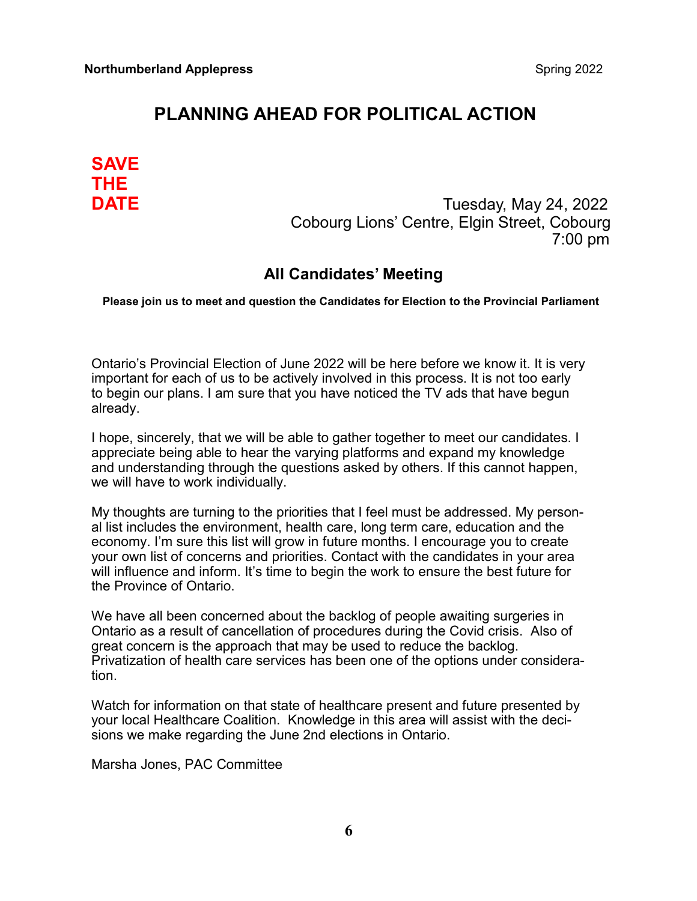# PLANNING AHEAD FOR POLITICAL ACTION

**SAVE THE DATE**

Tuesday, May 24, 2022
Cobourg Lions' Centre, Elgin Street, Cobourg
7:00 pm

## All Candidates' Meeting

**Please join us to meet and question the Candidates for Election to the Provincial Parliament**

Ontario's Provincial Election of June 2022 will be here before we know it. It is very important for each of us to be actively involved in this process. It is not too early to begin our plans. I am sure that you have noticed the TV ads that have begun already.

I hope, sincerely, that we will be able to gather together to meet our candidates. I appreciate being able to hear the varying platforms and expand my knowledge and understanding through the questions asked by others. If this cannot happen, we will have to work individually.

My thoughts are turning to the priorities that I feel must be addressed. My personal list includes the environment, health care, long term care, education and the economy. I'm sure this list will grow in future months. I encourage you to create your own list of concerns and priorities. Contact with the candidates in your area will influence and inform. It's time to begin the work to ensure the best future for the Province of Ontario.

We have all been concerned about the backlog of people awaiting surgeries in Ontario as a result of cancellation of procedures during the Covid crisis. Also of great concern is the approach that may be used to reduce the backlog. Privatization of health care services has been one of the options under consideration.

Watch for information on that state of healthcare present and future presented by your local Healthcare Coalition. Knowledge in this area will assist with the decisions we make regarding the June 2nd elections in Ontario.

Marsha Jones, PAC Committee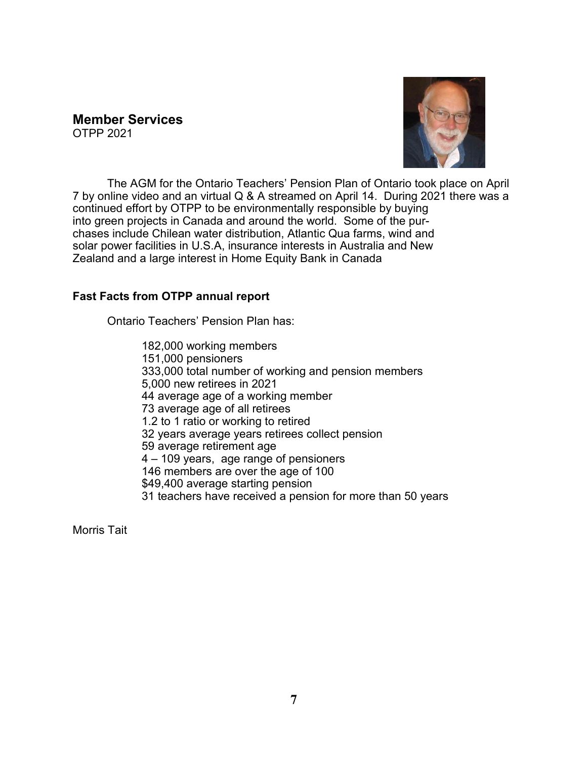## Member Services

OTPP 2021

The AGM for the Ontario Teachers' Pension Plan of Ontario took place on April 7 by online video and an virtual Q & A streamed on April 14. During 2021 there was a continued effort by OTPP to be environmentally responsible by buying into green projects in Canada and around the world. Some of the purchases include Chilean water distribution, Atlantic Qua farms, wind and solar power facilities in U.S.A, insurance interests in Australia and New Zealand and a large interest in Home Equity Bank in Canada

### Fast Facts from OTPP annual report

Ontario Teachers' Pension Plan has:

182,000 working members
151,000 pensioners
333,000 total number of working and pension members
5,000 new retirees in 2021
44 average age of a working member
73 average age of all retirees
1.2 to 1 ratio or working to retired
32 years average years retirees collect pension
59 average retirement age
4 – 109 years, age range of pensioners
146 members are over the age of 100
$49,400 average starting pension
31 teachers have received a pension for more than 50 years

Morris Tait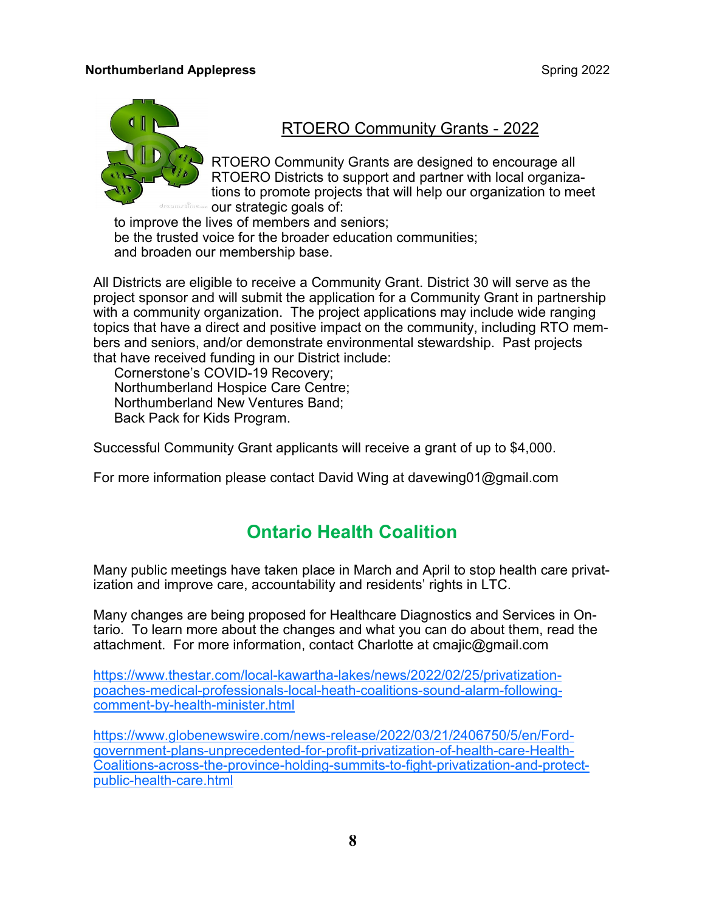## RTOERO Community Grants - 2022

RTOERO Community Grants are designed to encourage all RTOERO Districts to support and partner with local organizations to promote projects that will help our organization to meet our strategic goals of:

to improve the lives of members and seniors;
be the trusted voice for the broader education communities;
and broaden our membership base.

All Districts are eligible to receive a Community Grant. District 30 will serve as the project sponsor and will submit the application for a Community Grant in partnership with a community organization. The project applications may include wide ranging topics that have a direct and positive impact on the community, including RTO members and seniors, and/or demonstrate environmental stewardship. Past projects that have received funding in our District include:

Cornerstone's COVID-19 Recovery;
Northumberland Hospice Care Centre;
Northumberland New Ventures Band;
Back Pack for Kids Program.

Successful Community Grant applicants will receive a grant of up to $4,000.

For more information please contact David Wing at davewing01@gmail.com

## Ontario Health Coalition

Many public meetings have taken place in March and April to stop health care privatization and improve care, accountability and residents' rights in LTC.

Many changes are being proposed for Healthcare Diagnostics and Services in Ontario. To learn more about the changes and what you can do about them, read the attachment. For more information, contact Charlotte at cmajic@gmail.com

https://www.thestar.com/local-kawartha-lakes/news/2022/02/25/privatization-poaches-medical-professionals-local-heath-coalitions-sound-alarm-following-comment-by-health-minister.html

https://www.globenewswire.com/news-release/2022/03/21/2406750/5/en/Ford-government-plans-unprecedented-for-profit-privatization-of-health-care-Health-Coalitions-across-the-province-holding-summits-to-fight-privatization-and-protect-public-health-care.html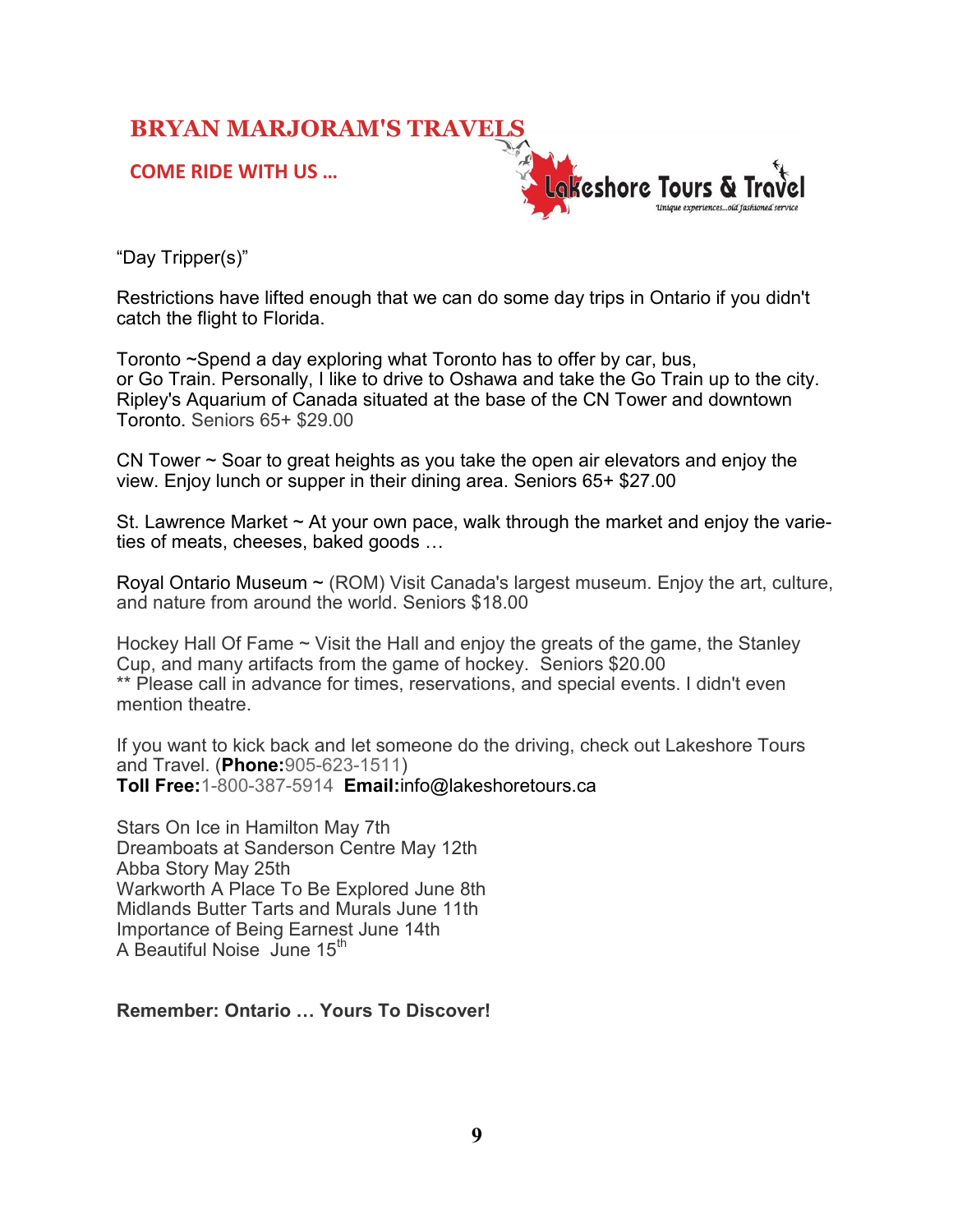# BRYAN MARJORAM'S TRAVELS

## COME RIDE WITH US …

"Day Tripper(s)"

Restrictions have lifted enough that we can do some day trips in Ontario if you didn't catch the flight to Florida.

Toronto ~Spend a day exploring what Toronto has to offer by car, bus, or Go Train. Personally, I like to drive to Oshawa and take the Go Train up to the city. Ripley's Aquarium of Canada situated at the base of the CN Tower and downtown Toronto. Seniors 65+ $29.00

CN Tower ~ Soar to great heights as you take the open air elevators and enjoy the view. Enjoy lunch or supper in their dining area. Seniors 65+ $27.00

St. Lawrence Market ~ At your own pace, walk through the market and enjoy the varieties of meats, cheeses, baked goods …

Royal Ontario Museum ~ (ROM) Visit Canada's largest museum. Enjoy the art, culture, and nature from around the world. Seniors $18.00

Hockey Hall Of Fame ~ Visit the Hall and enjoy the greats of the game, the Stanley Cup, and many artifacts from the game of hockey. Seniors $20.00
** Please call in advance for times, reservations, and special events. I didn't even mention theatre.

If you want to kick back and let someone do the driving, check out Lakeshore Tours and Travel. (**Phone:**905-623-1511)
**Toll Free:**1-800-387-5914 **Email:**info@lakeshoretours.ca

Stars On Ice in Hamilton May 7th
Dreamboats at Sanderson Centre May 12th
Abba Story May 25th
Warkworth A Place To Be Explored June 8th
Midlands Butter Tarts and Murals June 11th
Importance of Being Earnest June 14th
A Beautiful Noise June 15th

**Remember: Ontario … Yours To Discover!**